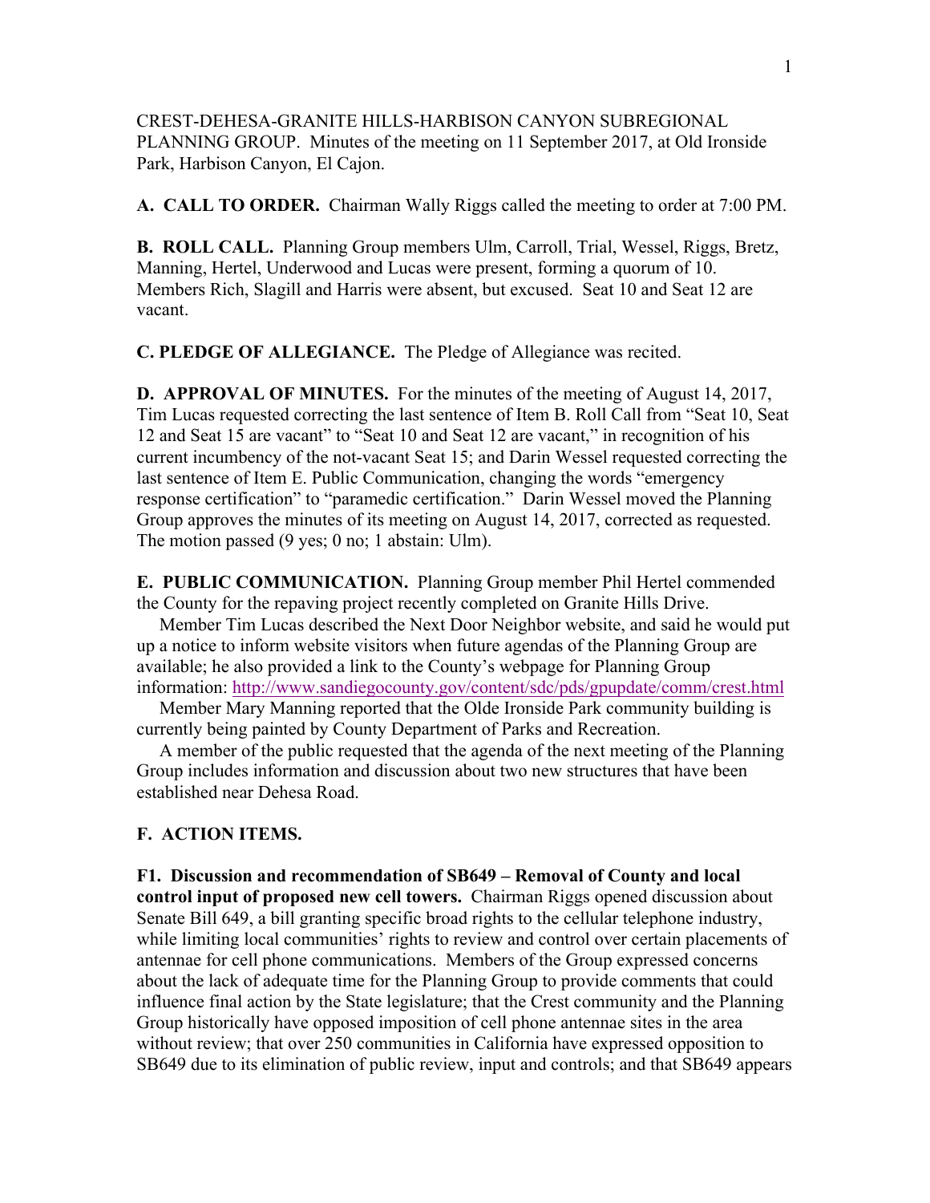CREST-DEHESA-GRANITE HILLS-HARBISON CANYON SUBREGIONAL PLANNING GROUP. Minutes of the meeting on 11 September 2017, at Old Ironside Park, Harbison Canyon, El Cajon.

**A. CALL TO ORDER.** Chairman Wally Riggs called the meeting to order at 7:00 PM.

**B. ROLL CALL.** Planning Group members Ulm, Carroll, Trial, Wessel, Riggs, Bretz, Manning, Hertel, Underwood and Lucas were present, forming a quorum of 10. Members Rich, Slagill and Harris were absent, but excused. Seat 10 and Seat 12 are vacant.

**C. PLEDGE OF ALLEGIANCE.** The Pledge of Allegiance was recited.

**D. APPROVAL OF MINUTES.** For the minutes of the meeting of August 14, 2017, Tim Lucas requested correcting the last sentence of Item B. Roll Call from "Seat 10, Seat 12 and Seat 15 are vacant" to "Seat 10 and Seat 12 are vacant," in recognition of his current incumbency of the not-vacant Seat 15; and Darin Wessel requested correcting the last sentence of Item E. Public Communication, changing the words "emergency response certification" to "paramedic certification." Darin Wessel moved the Planning Group approves the minutes of its meeting on August 14, 2017, corrected as requested. The motion passed (9 yes; 0 no; 1 abstain: Ulm).

**E. PUBLIC COMMUNICATION.** Planning Group member Phil Hertel commended the County for the repaving project recently completed on Granite Hills Drive.

Member Tim Lucas described the Next Door Neighbor website, and said he would put up a notice to inform website visitors when future agendas of the Planning Group are available; he also provided a link to the County's webpage for Planning Group information: http://www.sandiegocounty.gov/content/sdc/pds/gpupdate/comm/crest.html

Member Mary Manning reported that the Olde Ironside Park community building is currently being painted by County Department of Parks and Recreation.

A member of the public requested that the agenda of the next meeting of the Planning Group includes information and discussion about two new structures that have been established near Dehesa Road.

**F. ACTION ITEMS.**

**F1. Discussion and recommendation of SB649 – Removal of County and local control input of proposed new cell towers.** Chairman Riggs opened discussion about Senate Bill 649, a bill granting specific broad rights to the cellular telephone industry, while limiting local communities' rights to review and control over certain placements of antennae for cell phone communications. Members of the Group expressed concerns about the lack of adequate time for the Planning Group to provide comments that could influence final action by the State legislature; that the Crest community and the Planning Group historically have opposed imposition of cell phone antennae sites in the area without review; that over 250 communities in California have expressed opposition to SB649 due to its elimination of public review, input and controls; and that SB649 appears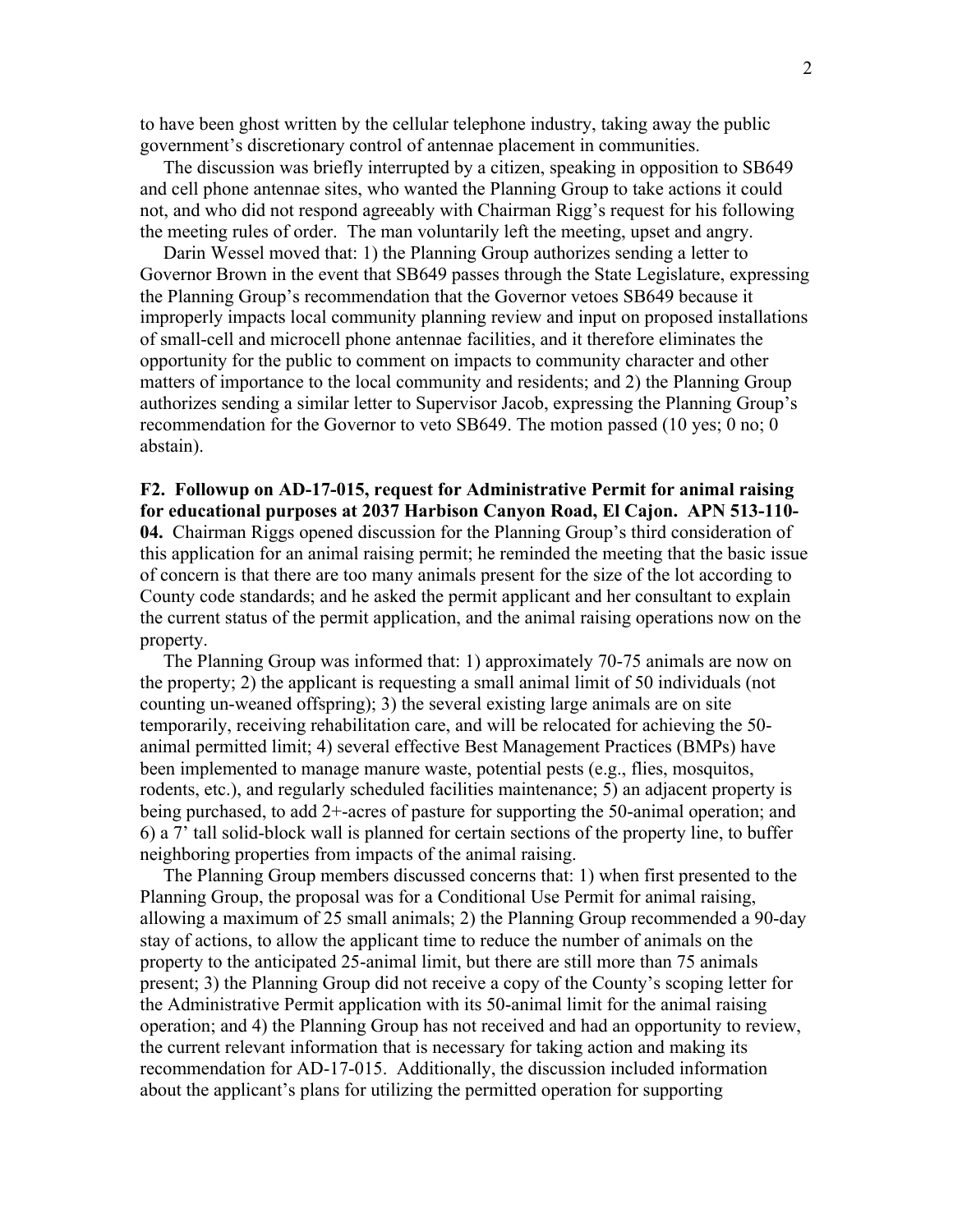to have been ghost written by the cellular telephone industry, taking away the public government's discretionary control of antennae placement in communities.

The discussion was briefly interrupted by a citizen, speaking in opposition to SB649 and cell phone antennae sites, who wanted the Planning Group to take actions it could not, and who did not respond agreeably with Chairman Rigg's request for his following the meeting rules of order. The man voluntarily left the meeting, upset and angry.

Darin Wessel moved that: 1) the Planning Group authorizes sending a letter to Governor Brown in the event that SB649 passes through the State Legislature, expressing the Planning Group's recommendation that the Governor vetoes SB649 because it improperly impacts local community planning review and input on proposed installations of small-cell and microcell phone antennae facilities, and it therefore eliminates the opportunity for the public to comment on impacts to community character and other matters of importance to the local community and residents; and 2) the Planning Group authorizes sending a similar letter to Supervisor Jacob, expressing the Planning Group's recommendation for the Governor to veto SB649. The motion passed (10 yes; 0 no; 0 abstain).

**F2. Followup on AD-17-015, request for Administrative Permit for animal raising for educational purposes at 2037 Harbison Canyon Road, El Cajon. APN 513-110-04.** Chairman Riggs opened discussion for the Planning Group's third consideration of this application for an animal raising permit; he reminded the meeting that the basic issue of concern is that there are too many animals present for the size of the lot according to County code standards; and he asked the permit applicant and her consultant to explain the current status of the permit application, and the animal raising operations now on the property.

The Planning Group was informed that: 1) approximately 70-75 animals are now on the property; 2) the applicant is requesting a small animal limit of 50 individuals (not counting un-weaned offspring); 3) the several existing large animals are on site temporarily, receiving rehabilitation care, and will be relocated for achieving the 50-animal permitted limit; 4) several effective Best Management Practices (BMPs) have been implemented to manage manure waste, potential pests (e.g., flies, mosquitos, rodents, etc.), and regularly scheduled facilities maintenance; 5) an adjacent property is being purchased, to add 2+-acres of pasture for supporting the 50-animal operation; and 6) a 7' tall solid-block wall is planned for certain sections of the property line, to buffer neighboring properties from impacts of the animal raising.

The Planning Group members discussed concerns that: 1) when first presented to the Planning Group, the proposal was for a Conditional Use Permit for animal raising, allowing a maximum of 25 small animals; 2) the Planning Group recommended a 90-day stay of actions, to allow the applicant time to reduce the number of animals on the property to the anticipated 25-animal limit, but there are still more than 75 animals present; 3) the Planning Group did not receive a copy of the County's scoping letter for the Administrative Permit application with its 50-animal limit for the animal raising operation; and 4) the Planning Group has not received and had an opportunity to review, the current relevant information that is necessary for taking action and making its recommendation for AD-17-015. Additionally, the discussion included information about the applicant's plans for utilizing the permitted operation for supporting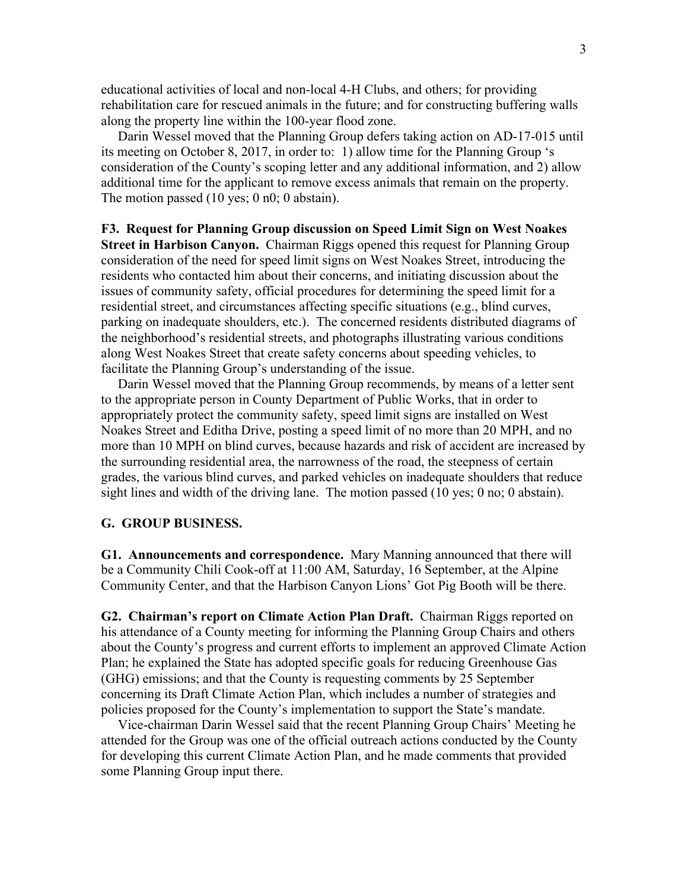educational activities of local and non-local 4-H Clubs, and others; for providing rehabilitation care for rescued animals in the future; and for constructing buffering walls along the property line within the 100-year flood zone.

Darin Wessel moved that the Planning Group defers taking action on AD-17-015 until its meeting on October 8, 2017, in order to: 1) allow time for the Planning Group 's consideration of the County's scoping letter and any additional information, and 2) allow additional time for the applicant to remove excess animals that remain on the property. The motion passed (10 yes; 0 n0; 0 abstain).

**F3. Request for Planning Group discussion on Speed Limit Sign on West Noakes Street in Harbison Canyon.** Chairman Riggs opened this request for Planning Group consideration of the need for speed limit signs on West Noakes Street, introducing the residents who contacted him about their concerns, and initiating discussion about the issues of community safety, official procedures for determining the speed limit for a residential street, and circumstances affecting specific situations (e.g., blind curves, parking on inadequate shoulders, etc.). The concerned residents distributed diagrams of the neighborhood's residential streets, and photographs illustrating various conditions along West Noakes Street that create safety concerns about speeding vehicles, to facilitate the Planning Group's understanding of the issue.

Darin Wessel moved that the Planning Group recommends, by means of a letter sent to the appropriate person in County Department of Public Works, that in order to appropriately protect the community safety, speed limit signs are installed on West Noakes Street and Editha Drive, posting a speed limit of no more than 20 MPH, and no more than 10 MPH on blind curves, because hazards and risk of accident are increased by the surrounding residential area, the narrowness of the road, the steepness of certain grades, the various blind curves, and parked vehicles on inadequate shoulders that reduce sight lines and width of the driving lane. The motion passed (10 yes; 0 no; 0 abstain).

**G. GROUP BUSINESS.**

**G1. Announcements and correspondence.** Mary Manning announced that there will be a Community Chili Cook-off at 11:00 AM, Saturday, 16 September, at the Alpine Community Center, and that the Harbison Canyon Lions' Got Pig Booth will be there.

**G2. Chairman's report on Climate Action Plan Draft.** Chairman Riggs reported on his attendance of a County meeting for informing the Planning Group Chairs and others about the County's progress and current efforts to implement an approved Climate Action Plan; he explained the State has adopted specific goals for reducing Greenhouse Gas (GHG) emissions; and that the County is requesting comments by 25 September concerning its Draft Climate Action Plan, which includes a number of strategies and policies proposed for the County's implementation to support the State's mandate.

Vice-chairman Darin Wessel said that the recent Planning Group Chairs' Meeting he attended for the Group was one of the official outreach actions conducted by the County for developing this current Climate Action Plan, and he made comments that provided some Planning Group input there.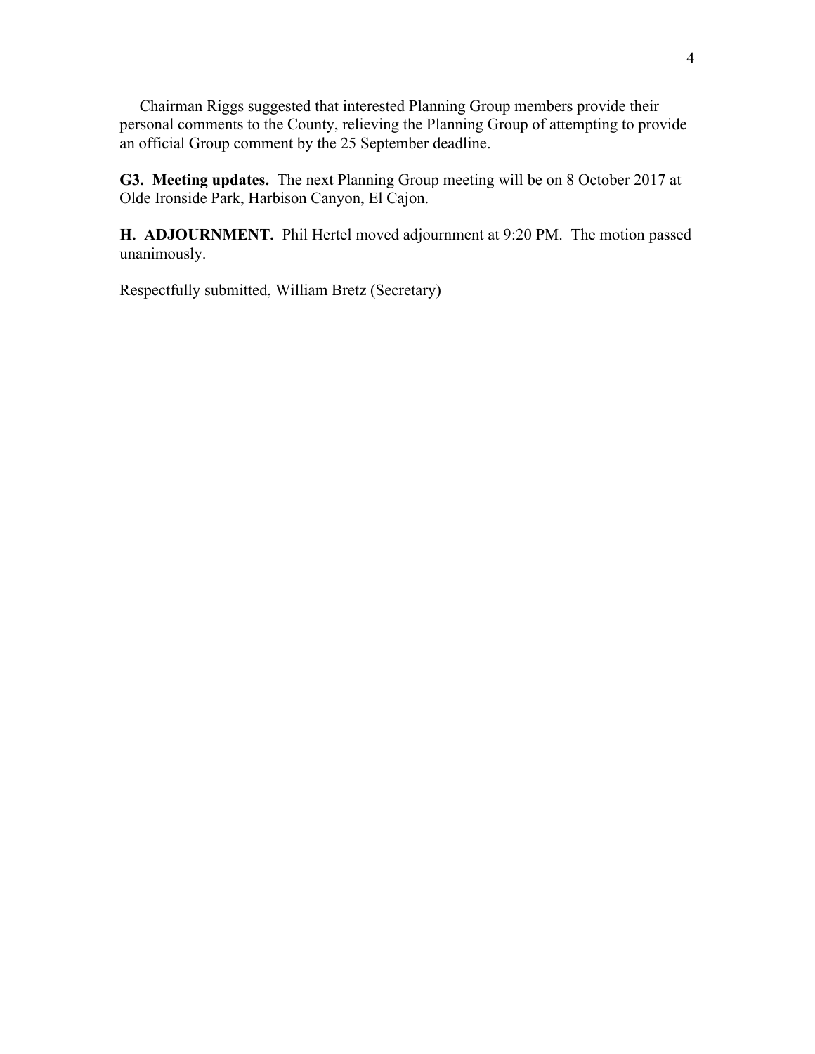Chairman Riggs suggested that interested Planning Group members provide their personal comments to the County, relieving the Planning Group of attempting to provide an official Group comment by the 25 September deadline.

**G3. Meeting updates.** The next Planning Group meeting will be on 8 October 2017 at Olde Ironside Park, Harbison Canyon, El Cajon.

**H. ADJOURNMENT.** Phil Hertel moved adjournment at 9:20 PM. The motion passed unanimously.

Respectfully submitted, William Bretz (Secretary)